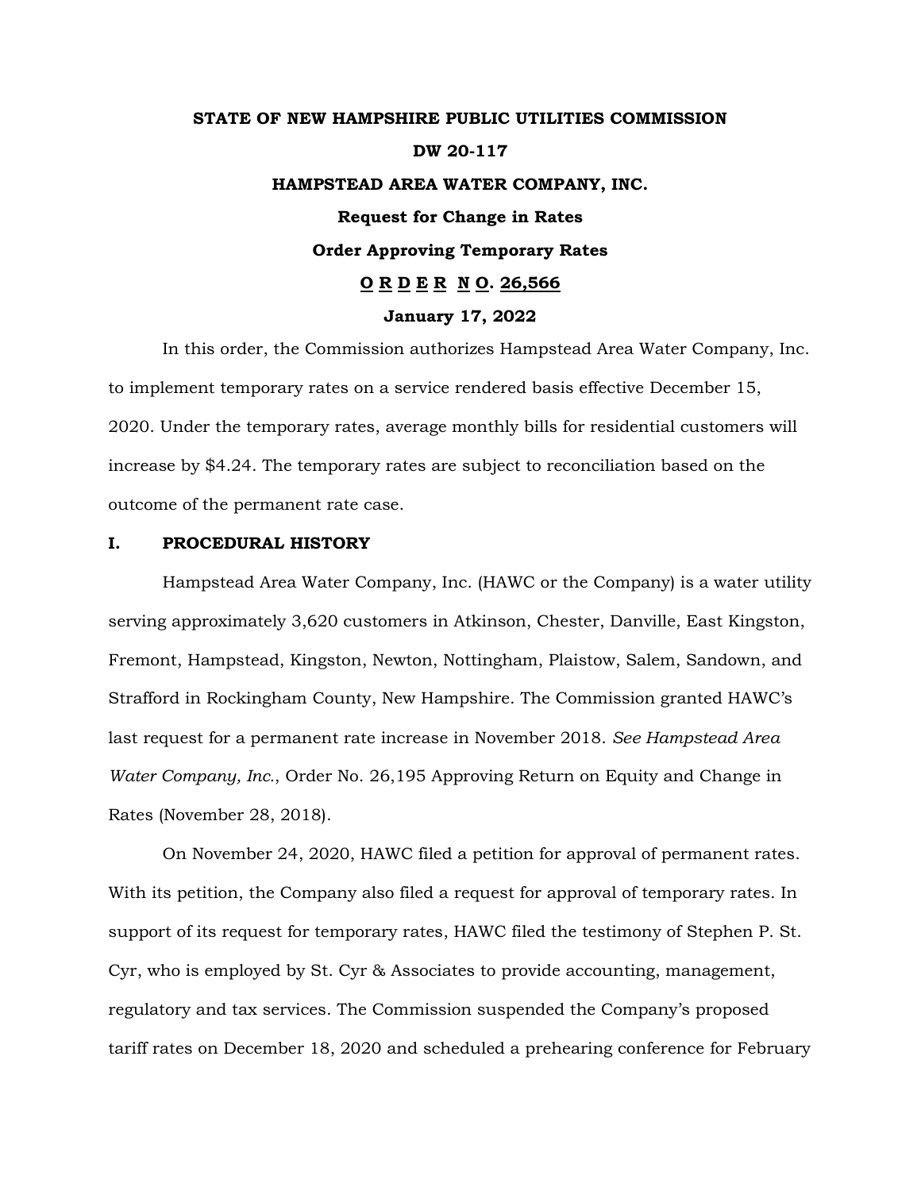**STATE OF NEW HAMPSHIRE PUBLIC UTILITIES COMMISSION**

**DW 20-117**

**HAMPSTEAD AREA WATER COMPANY, INC.**

**Request for Change in Rates**

**Order Approving Temporary Rates**

**O R D E R N O. 26,566**

**January 17, 2022**

In this order, the Commission authorizes Hampstead Area Water Company, Inc. to implement temporary rates on a service rendered basis effective December 15, 2020. Under the temporary rates, average monthly bills for residential customers will increase by $4.24. The temporary rates are subject to reconciliation based on the outcome of the permanent rate case.

## I. PROCEDURAL HISTORY

Hampstead Area Water Company, Inc. (HAWC or the Company) is a water utility serving approximately 3,620 customers in Atkinson, Chester, Danville, East Kingston, Fremont, Hampstead, Kingston, Newton, Nottingham, Plaistow, Salem, Sandown, and Strafford in Rockingham County, New Hampshire. The Commission granted HAWC's last request for a permanent rate increase in November 2018. *See Hampstead Area Water Company, Inc.*, Order No. 26,195 Approving Return on Equity and Change in Rates (November 28, 2018).

On November 24, 2020, HAWC filed a petition for approval of permanent rates. With its petition, the Company also filed a request for approval of temporary rates. In support of its request for temporary rates, HAWC filed the testimony of Stephen P. St. Cyr, who is employed by St. Cyr & Associates to provide accounting, management, regulatory and tax services. The Commission suspended the Company's proposed tariff rates on December 18, 2020 and scheduled a prehearing conference for February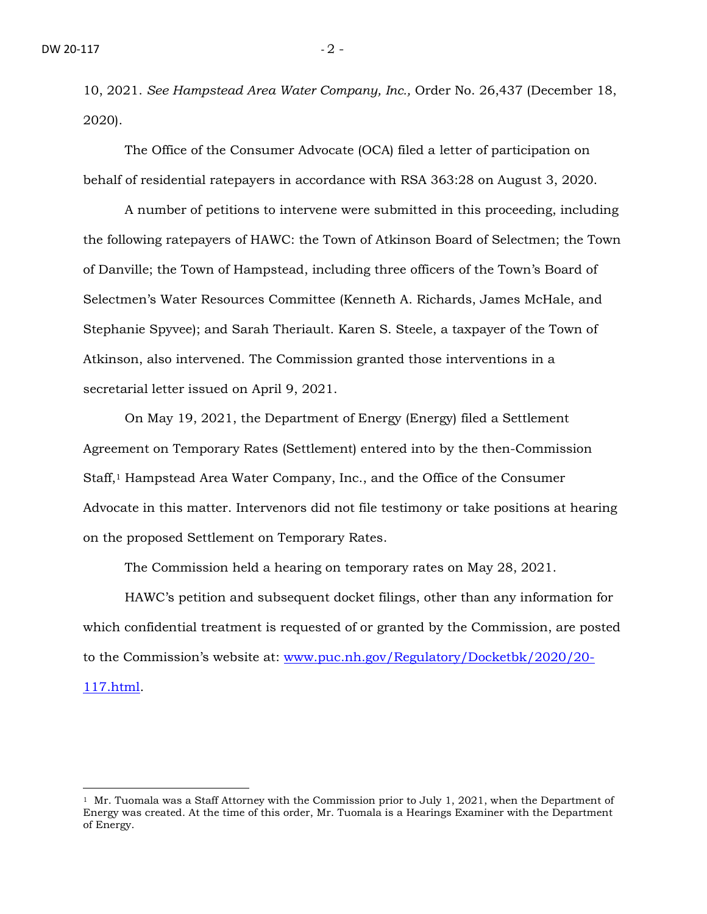10, 2021. *See Hampstead Area Water Company, Inc.,* Order No. 26,437 (December 18, 2020).

The Office of the Consumer Advocate (OCA) filed a letter of participation on behalf of residential ratepayers in accordance with RSA 363:28 on August 3, 2020.

A number of petitions to intervene were submitted in this proceeding, including the following ratepayers of HAWC: the Town of Atkinson Board of Selectmen; the Town of Danville; the Town of Hampstead, including three officers of the Town's Board of Selectmen's Water Resources Committee (Kenneth A. Richards, James McHale, and Stephanie Spyvee); and Sarah Theriault. Karen S. Steele, a taxpayer of the Town of Atkinson, also intervened. The Commission granted those interventions in a secretarial letter issued on April 9, 2021.

On May 19, 2021, the Department of Energy (Energy) filed a Settlement Agreement on Temporary Rates (Settlement) entered into by the then-Commission Staff,[1] Hampstead Area Water Company, Inc., and the Office of the Consumer Advocate in this matter. Intervenors did not file testimony or take positions at hearing on the proposed Settlement on Temporary Rates.

The Commission held a hearing on temporary rates on May 28, 2021.

HAWC's petition and subsequent docket filings, other than any information for which confidential treatment is requested of or granted by the Commission, are posted to the Commission's website at: [www.puc.nh.gov/Regulatory/Docketbk/2020/20-117.html](www.puc.nh.gov/Regulatory/Docketbk/2020/20-117.html).

[1] Mr. Tuomala was a Staff Attorney with the Commission prior to July 1, 2021, when the Department of Energy was created. At the time of this order, Mr. Tuomala is a Hearings Examiner with the Department of Energy.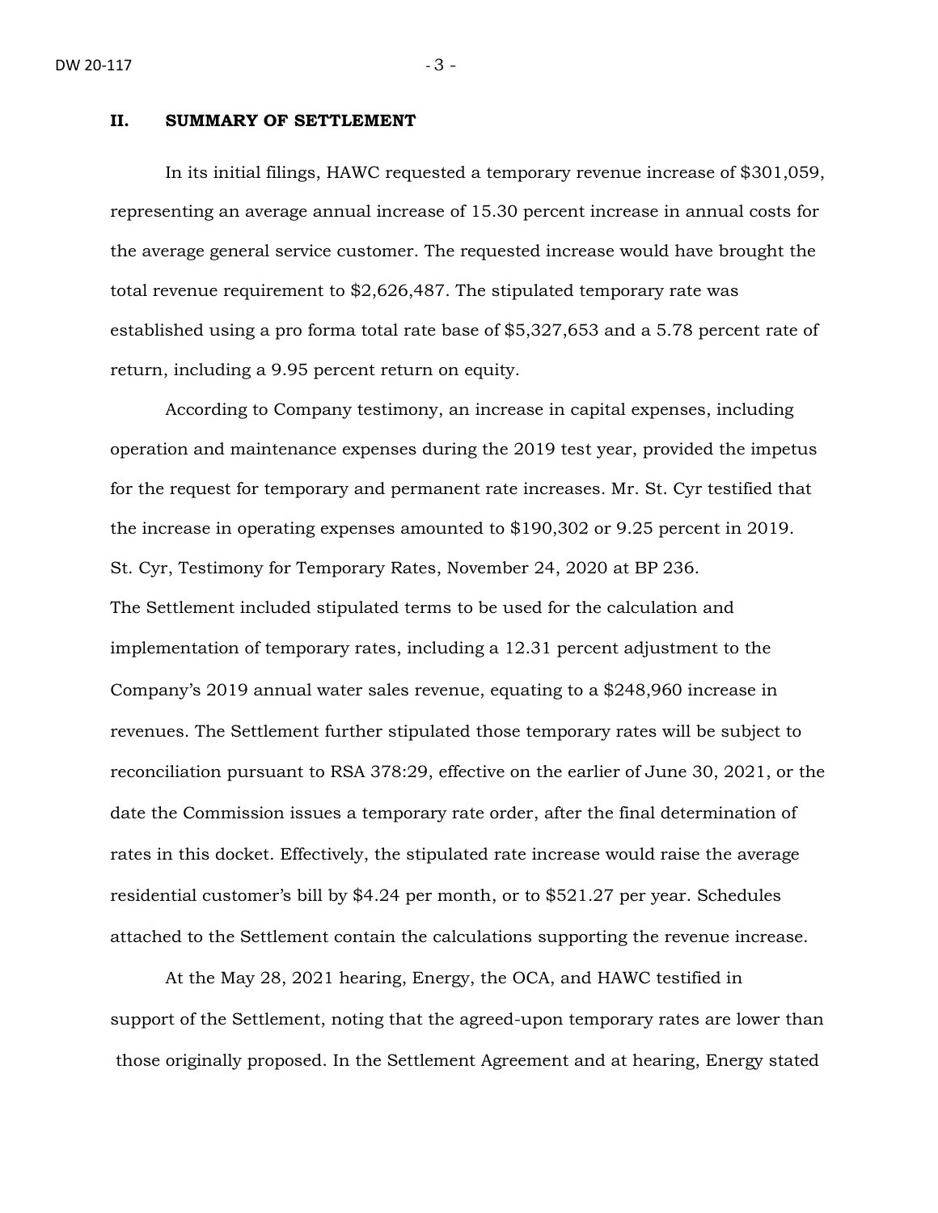## II. SUMMARY OF SETTLEMENT

In its initial filings, HAWC requested a temporary revenue increase of $301,059, representing an average annual increase of 15.30 percent increase in annual costs for the average general service customer. The requested increase would have brought the total revenue requirement to $2,626,487. The stipulated temporary rate was established using a pro forma total rate base of $5,327,653 and a 5.78 percent rate of return, including a 9.95 percent return on equity.

According to Company testimony, an increase in capital expenses, including operation and maintenance expenses during the 2019 test year, provided the impetus for the request for temporary and permanent rate increases. Mr. St. Cyr testified that the increase in operating expenses amounted to $190,302 or 9.25 percent in 2019. St. Cyr, Testimony for Temporary Rates, November 24, 2020 at BP 236.

The Settlement included stipulated terms to be used for the calculation and implementation of temporary rates, including a 12.31 percent adjustment to the Company's 2019 annual water sales revenue, equating to a $248,960 increase in revenues. The Settlement further stipulated those temporary rates will be subject to reconciliation pursuant to RSA 378:29, effective on the earlier of June 30, 2021, or the date the Commission issues a temporary rate order, after the final determination of rates in this docket. Effectively, the stipulated rate increase would raise the average residential customer's bill by $4.24 per month, or to $521.27 per year. Schedules attached to the Settlement contain the calculations supporting the revenue increase.

At the May 28, 2021 hearing, Energy, the OCA, and HAWC testified in support of the Settlement, noting that the agreed-upon temporary rates are lower than those originally proposed. In the Settlement Agreement and at hearing, Energy stated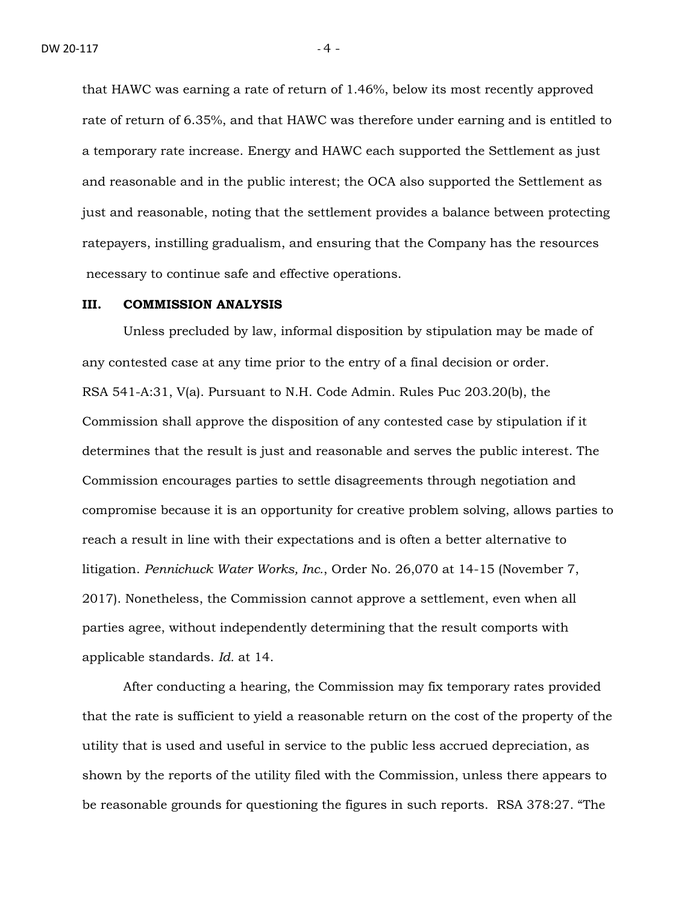that HAWC was earning a rate of return of 1.46%, below its most recently approved rate of return of 6.35%, and that HAWC was therefore under earning and is entitled to a temporary rate increase. Energy and HAWC each supported the Settlement as just and reasonable and in the public interest; the OCA also supported the Settlement as just and reasonable, noting that the settlement provides a balance between protecting ratepayers, instilling gradualism, and ensuring that the Company has the resources necessary to continue safe and effective operations.

## III. COMMISSION ANALYSIS

Unless precluded by law, informal disposition by stipulation may be made of any contested case at any time prior to the entry of a final decision or order. RSA 541-A:31, V(a). Pursuant to N.H. Code Admin. Rules Puc 203.20(b), the Commission shall approve the disposition of any contested case by stipulation if it determines that the result is just and reasonable and serves the public interest. The Commission encourages parties to settle disagreements through negotiation and compromise because it is an opportunity for creative problem solving, allows parties to reach a result in line with their expectations and is often a better alternative to litigation. *Pennichuck Water Works, Inc.*, Order No. 26,070 at 14-15 (November 7, 2017). Nonetheless, the Commission cannot approve a settlement, even when all parties agree, without independently determining that the result comports with applicable standards. *Id.* at 14.

After conducting a hearing, the Commission may fix temporary rates provided that the rate is sufficient to yield a reasonable return on the cost of the property of the utility that is used and useful in service to the public less accrued depreciation, as shown by the reports of the utility filed with the Commission, unless there appears to be reasonable grounds for questioning the figures in such reports. RSA 378:27. "The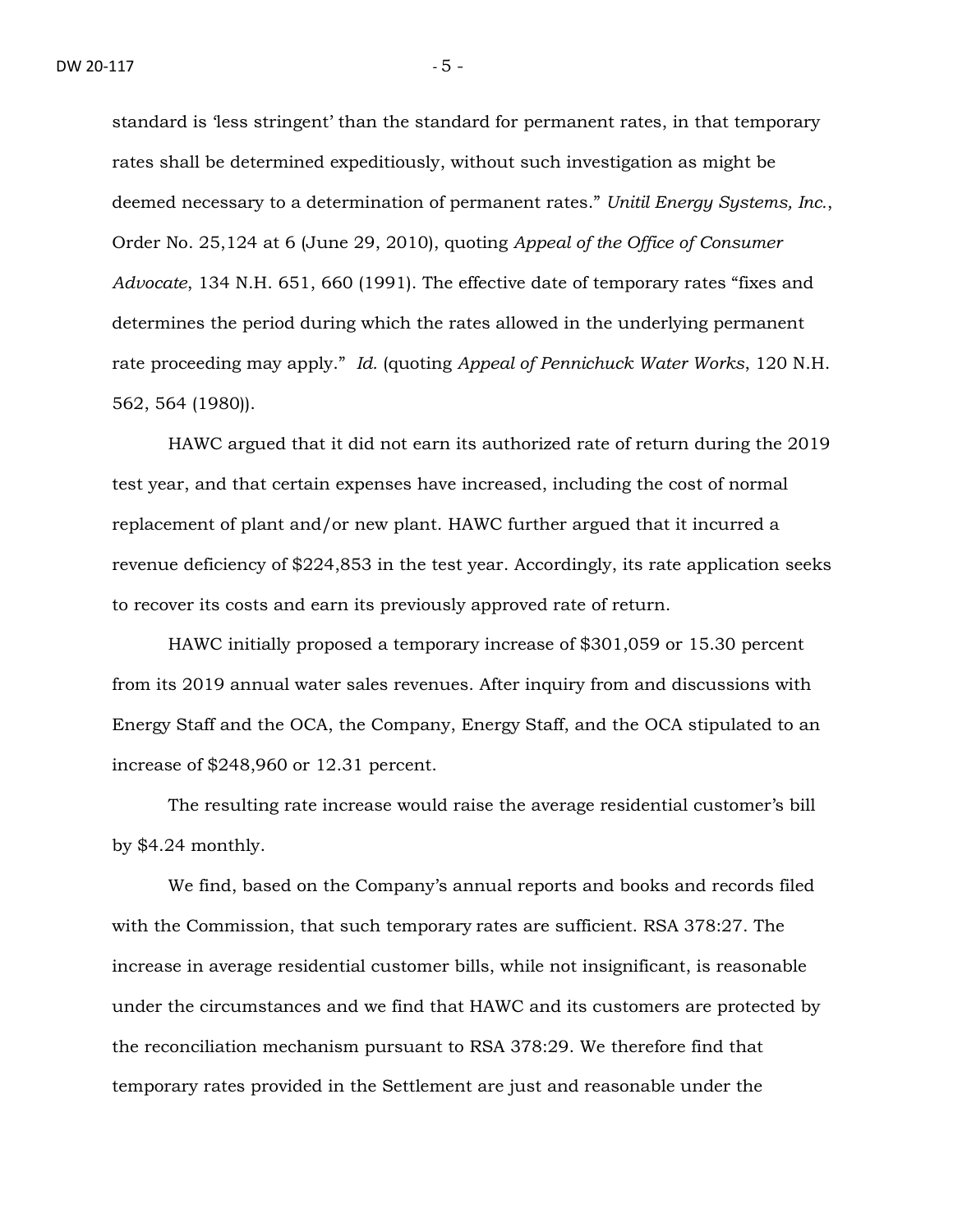standard is 'less stringent' than the standard for permanent rates, in that temporary rates shall be determined expeditiously, without such investigation as might be deemed necessary to a determination of permanent rates." *Unitil Energy Systems, Inc.*, Order No. 25,124 at 6 (June 29, 2010), quoting *Appeal of the Office of Consumer Advocate*, 134 N.H. 651, 660 (1991). The effective date of temporary rates "fixes and determines the period during which the rates allowed in the underlying permanent rate proceeding may apply." *Id.* (quoting *Appeal of Pennichuck Water Works*, 120 N.H. 562, 564 (1980)).

HAWC argued that it did not earn its authorized rate of return during the 2019 test year, and that certain expenses have increased, including the cost of normal replacement of plant and/or new plant. HAWC further argued that it incurred a revenue deficiency of $224,853 in the test year. Accordingly, its rate application seeks to recover its costs and earn its previously approved rate of return.

HAWC initially proposed a temporary increase of $301,059 or 15.30 percent from its 2019 annual water sales revenues. After inquiry from and discussions with Energy Staff and the OCA, the Company, Energy Staff, and the OCA stipulated to an increase of $248,960 or 12.31 percent.

The resulting rate increase would raise the average residential customer's bill by $4.24 monthly.

We find, based on the Company's annual reports and books and records filed with the Commission, that such temporary rates are sufficient. RSA 378:27. The increase in average residential customer bills, while not insignificant, is reasonable under the circumstances and we find that HAWC and its customers are protected by the reconciliation mechanism pursuant to RSA 378:29. We therefore find that temporary rates provided in the Settlement are just and reasonable under the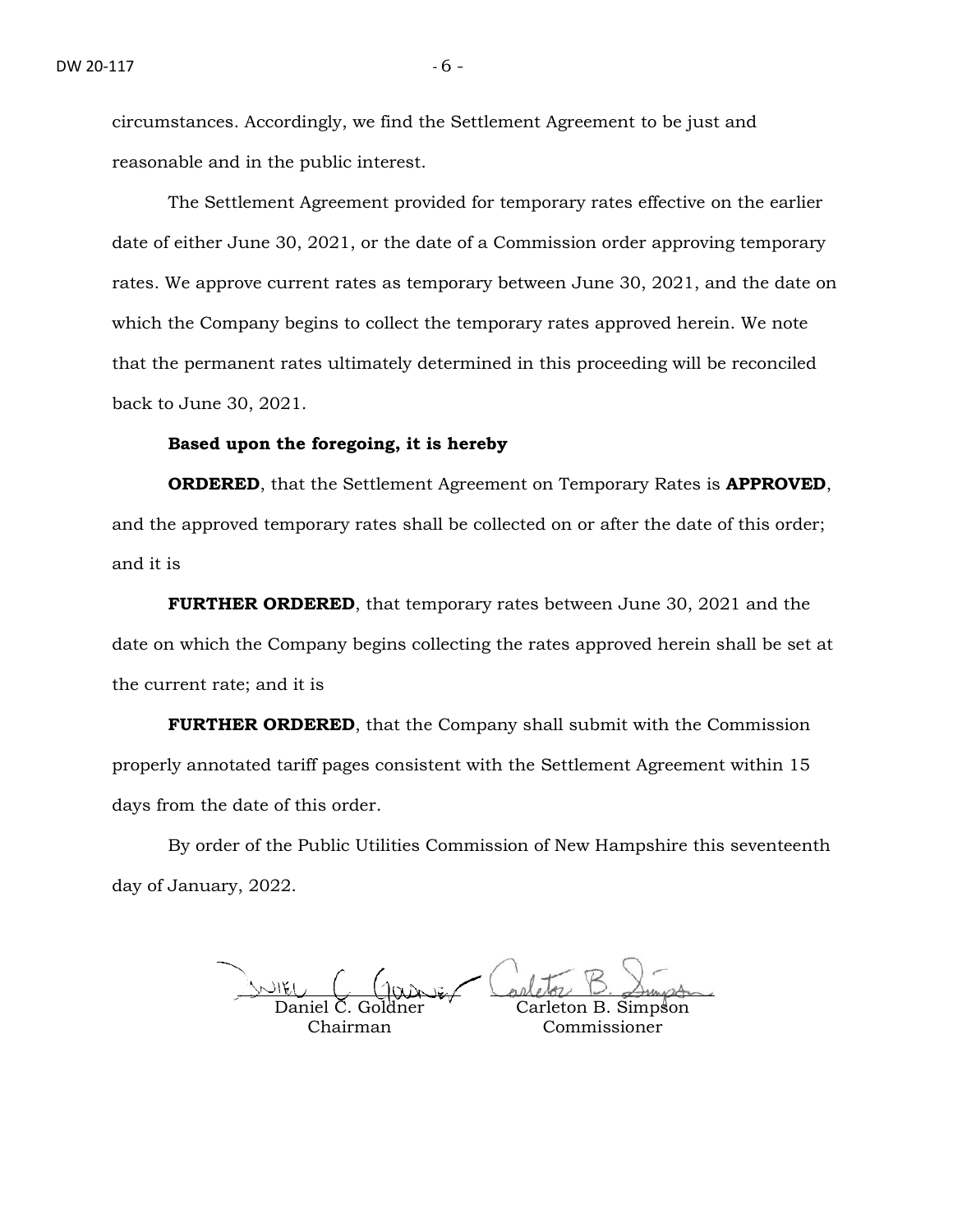circumstances. Accordingly, we find the Settlement Agreement to be just and reasonable and in the public interest.

The Settlement Agreement provided for temporary rates effective on the earlier date of either June 30, 2021, or the date of a Commission order approving temporary rates. We approve current rates as temporary between June 30, 2021, and the date on which the Company begins to collect the temporary rates approved herein. We note that the permanent rates ultimately determined in this proceeding will be reconciled back to June 30, 2021.

**Based upon the foregoing, it is hereby**

**ORDERED**, that the Settlement Agreement on Temporary Rates is **APPROVED**, and the approved temporary rates shall be collected on or after the date of this order; and it is

**FURTHER ORDERED**, that temporary rates between June 30, 2021 and the date on which the Company begins collecting the rates approved herein shall be set at the current rate; and it is

**FURTHER ORDERED**, that the Company shall submit with the Commission properly annotated tariff pages consistent with the Settlement Agreement within 15 days from the date of this order.

By order of the Public Utilities Commission of New Hampshire this seventeenth day of January, 2022.

| | |
|---|---|
| Daniel C. Goldner | Carleton B. Simpson |
| Chairman | Commissioner |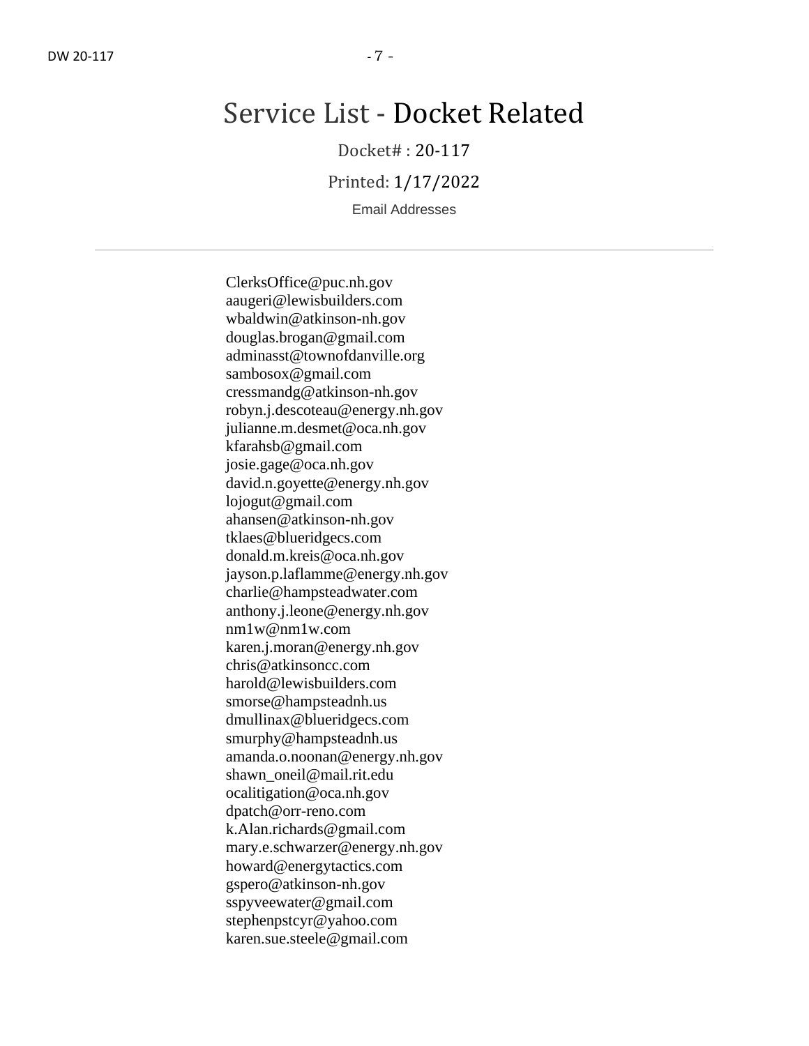# Service List - Docket Related

Docket# : 20-117

Printed: 1/17/2022

Email Addresses

---

ClerksOffice@puc.nh.gov
aaugeri@lewisbuilders.com
wbaldwin@atkinson-nh.gov
douglas.brogan@gmail.com
adminasst@townofdanville.org
sambosox@gmail.com
cressmandg@atkinson-nh.gov
robyn.j.descoteau@energy.nh.gov
julianne.m.desmet@oca.nh.gov
kfarahsb@gmail.com
josie.gage@oca.nh.gov
david.n.goyette@energy.nh.gov
lojogut@gmail.com
ahansen@atkinson-nh.gov
tklaes@blueridgecs.com
donald.m.kreis@oca.nh.gov
jayson.p.laflamme@energy.nh.gov
charlie@hampsteadwater.com
anthony.j.leone@energy.nh.gov
nm1w@nm1w.com
karen.j.moran@energy.nh.gov
chris@atkinsoncc.com
harold@lewisbuilders.com
smorse@hampsteadnh.us
dmullinax@blueridgecs.com
smurphy@hampsteadnh.us
amanda.o.noonan@energy.nh.gov
shawn_oneil@mail.rit.edu
ocalitigation@oca.nh.gov
dpatch@orr-reno.com
k.Alan.richards@gmail.com
mary.e.schwarzer@energy.nh.gov
howard@energytactics.com
gspero@atkinson-nh.gov
sspyveewater@gmail.com
stephenpstcyr@yahoo.com
karen.sue.steele@gmail.com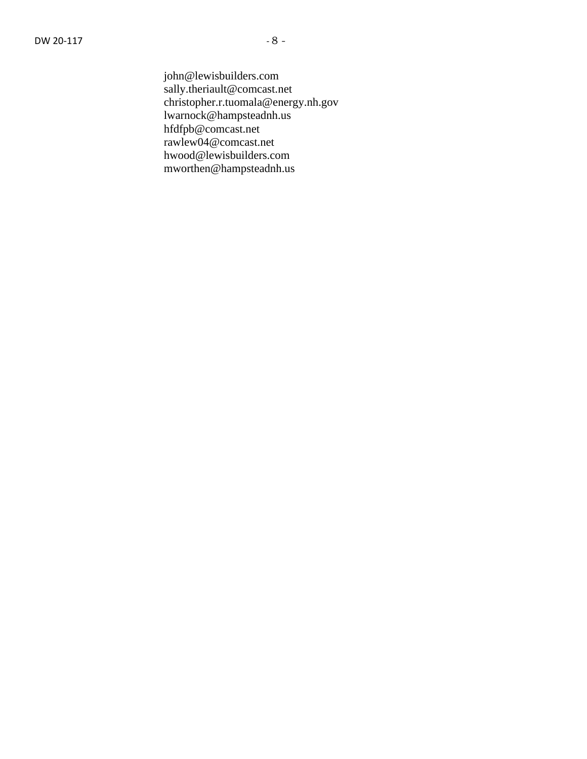john@lewisbuilders.com  
sally.theriault@comcast.net  
christopher.r.tuomala@energy.nh.gov  
lwarnock@hampsteadnh.us  
hfdfpb@comcast.net  
rawlew04@comcast.net  
hwood@lewisbuilders.com  
mworthen@hampsteadnh.us